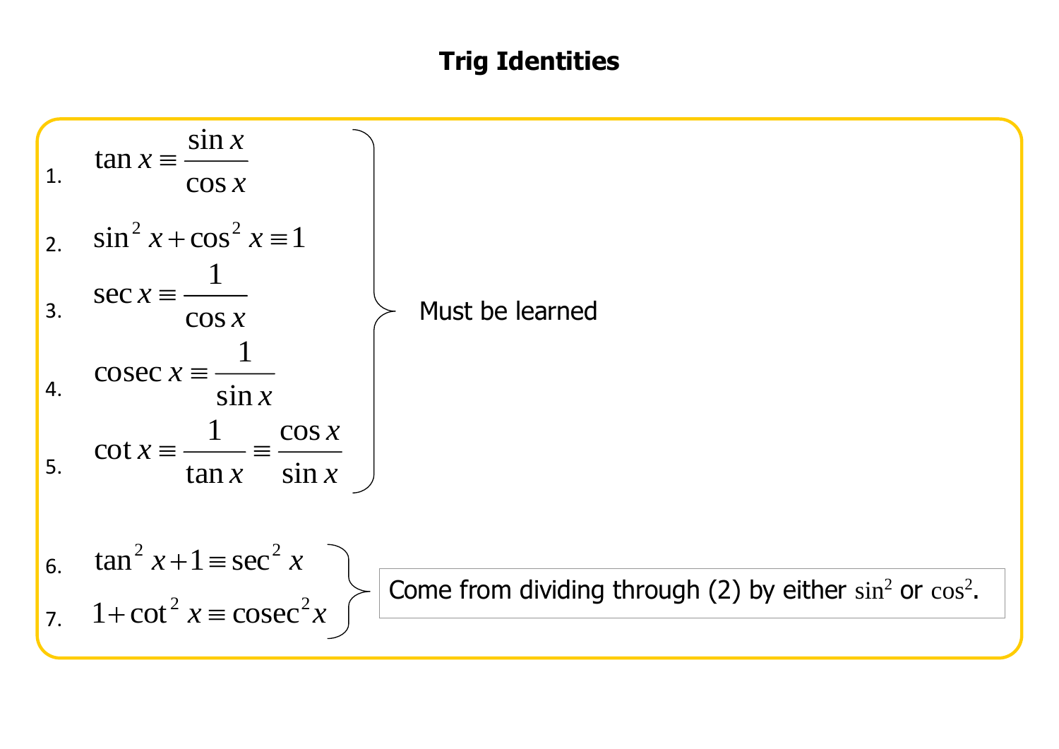# Trig Identities

1. $\tan x \equiv \dfrac{\sin x}{\cos x}$
2. $\sin^2 x + \cos^2 x \equiv 1$
3. $\sec x \equiv \dfrac{1}{\cos x}$
4. $\operatorname{cosec} x \equiv \dfrac{1}{\sin x}$
5. $\cot x \equiv \dfrac{1}{\tan x} \equiv \dfrac{\cos x}{\sin x}$

Must be learned

6. $\tan^2 x + 1 \equiv \sec^2 x$
7. $1 + \cot^2 x \equiv \operatorname{cosec}^2 x$

Come from dividing through (2) by either $\sin^2$ or $\cos^2$.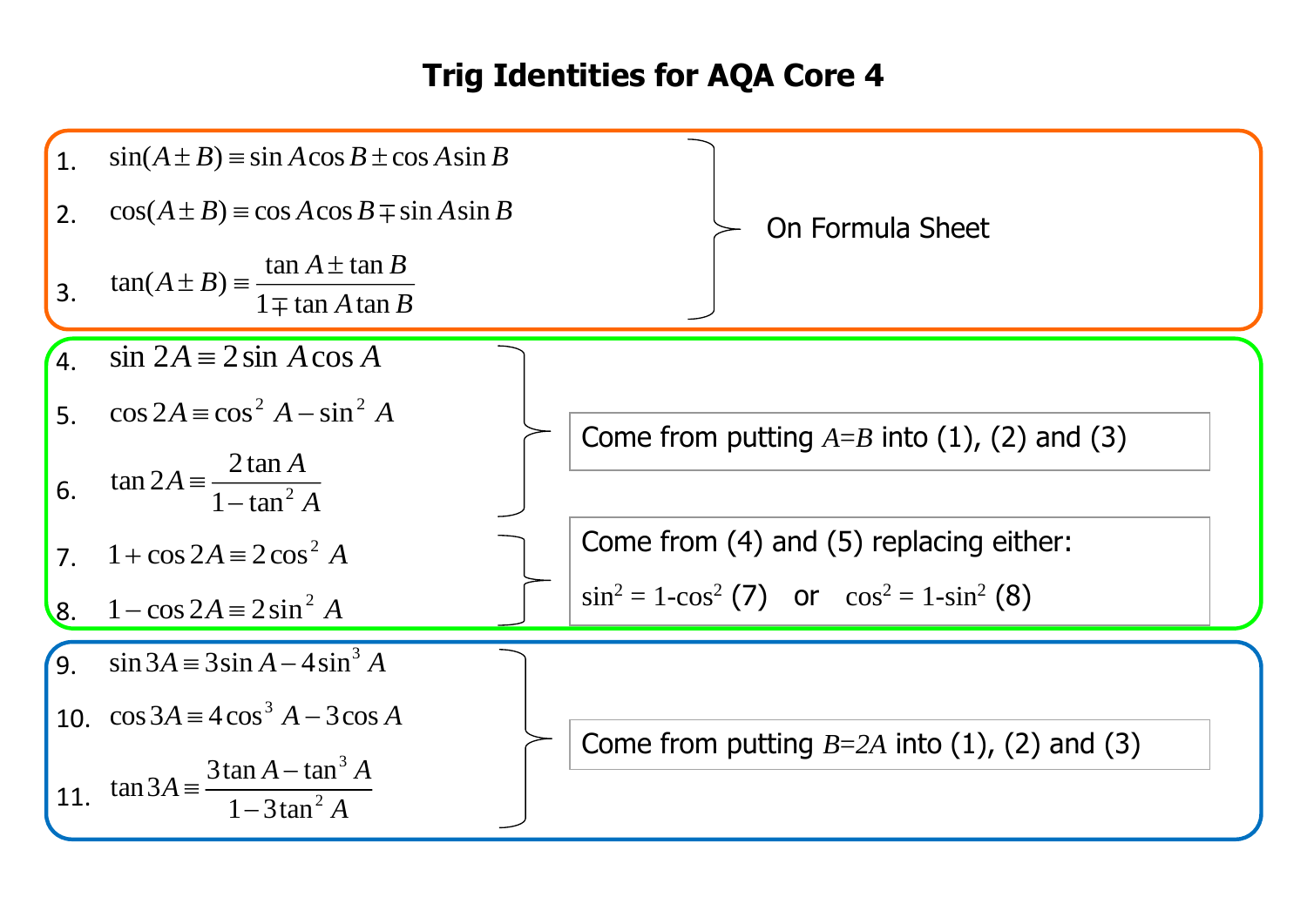# Trig Identities for AQA Core 4

1. $\sin(A \pm B) \equiv \sin A \cos B \pm \cos A \sin B$
2. $\cos(A \pm B) \equiv \cos A \cos B \mp \sin A \sin B$
3. $\tan(A \pm B) \equiv \dfrac{\tan A \pm \tan B}{1 \mp \tan A \tan B}$

On Formula Sheet

4. $\sin 2A \equiv 2\sin A \cos A$
5. $\cos 2A \equiv \cos^2 A - \sin^2 A$
6. $\tan 2A \equiv \dfrac{2\tan A}{1 - \tan^2 A}$

Come from putting $A=B$ into (1), (2) and (3)

7. $1 + \cos 2A \equiv 2\cos^2 A$
8. $1 - \cos 2A \equiv 2\sin^2 A$

Come from (4) and (5) replacing either:

$\sin^2 = 1 - \cos^2$ (7) or $\cos^2 = 1 - \sin^2$ (8)

9. $\sin 3A \equiv 3\sin A - 4\sin^3 A$
10. $\cos 3A \equiv 4\cos^3 A - 3\cos A$
11. $\tan 3A \equiv \dfrac{3\tan A - \tan^3 A}{1 - 3\tan^2 A}$

Come from putting $B=2A$ into (1), (2) and (3)